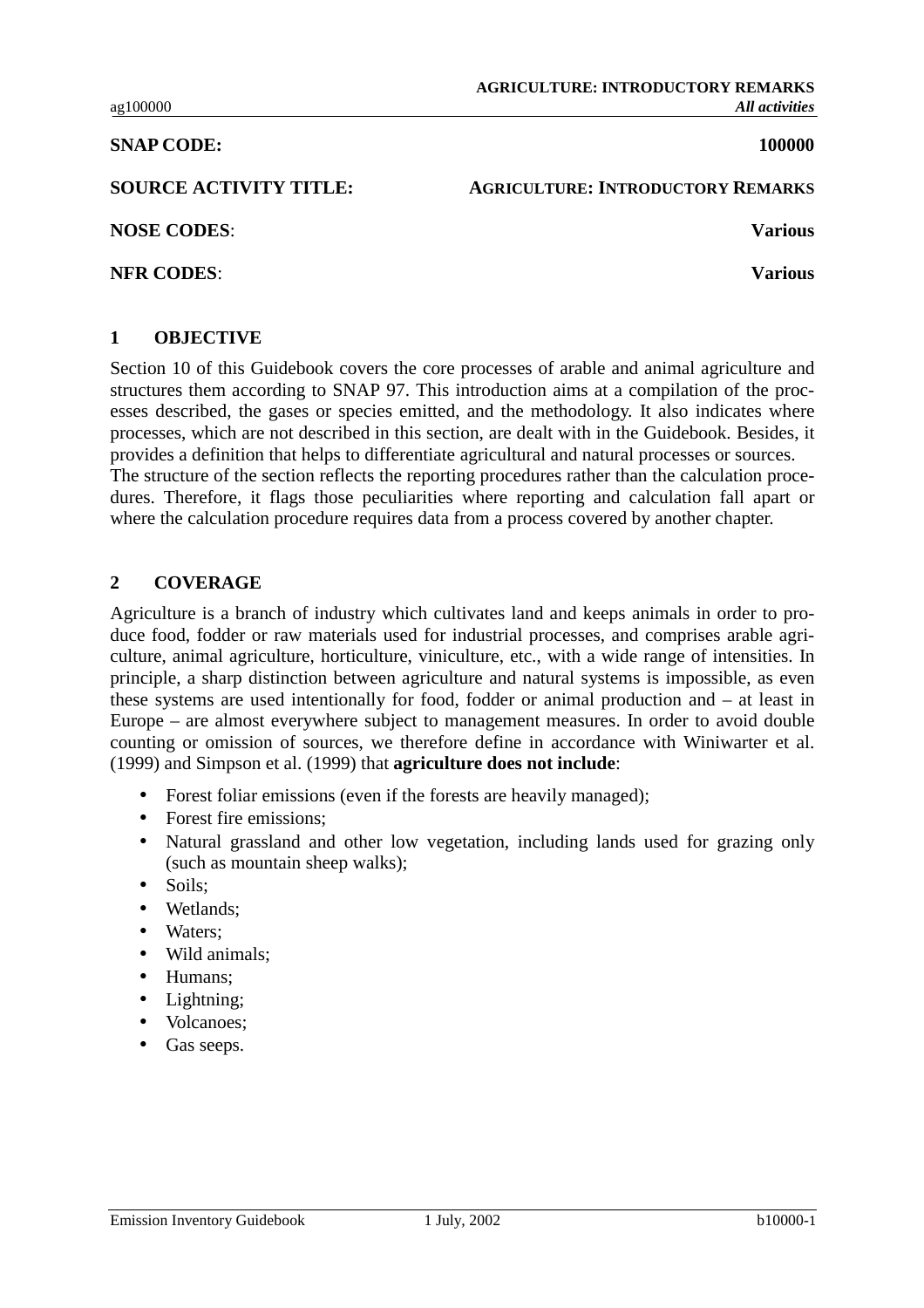**SNAP CODE:** **100000**

**SOURCE ACTIVITY TITLE:** **AGRICULTURE: INTRODUCTORY REMARKS**

**NOSE CODES**: **Various**

**NFR CODES**: **Various**

## 1 OBJECTIVE

Section 10 of this Guidebook covers the core processes of arable and animal agriculture and structures them according to SNAP 97. This introduction aims at a compilation of the processes described, the gases or species emitted, and the methodology. It also indicates where processes, which are not described in this section, are dealt with in the Guidebook. Besides, it provides a definition that helps to differentiate agricultural and natural processes or sources.
The structure of the section reflects the reporting procedures rather than the calculation procedures. Therefore, it flags those peculiarities where reporting and calculation fall apart or where the calculation procedure requires data from a process covered by another chapter.

## 2 COVERAGE

Agriculture is a branch of industry which cultivates land and keeps animals in order to produce food, fodder or raw materials used for industrial processes, and comprises arable agriculture, animal agriculture, horticulture, viniculture, etc., with a wide range of intensities. In principle, a sharp distinction between agriculture and natural systems is impossible, as even these systems are used intentionally for food, fodder or animal production and – at least in Europe – are almost everywhere subject to management measures. In order to avoid double counting or omission of sources, we therefore define in accordance with Winiwarter et al. (1999) and Simpson et al. (1999) that **agriculture does not include**:

- Forest foliar emissions (even if the forests are heavily managed);
- Forest fire emissions;
- Natural grassland and other low vegetation, including lands used for grazing only (such as mountain sheep walks);
- Soils;
- Wetlands;
- Waters;
- Wild animals;
- Humans;
- Lightning;
- Volcanoes;
- Gas seeps.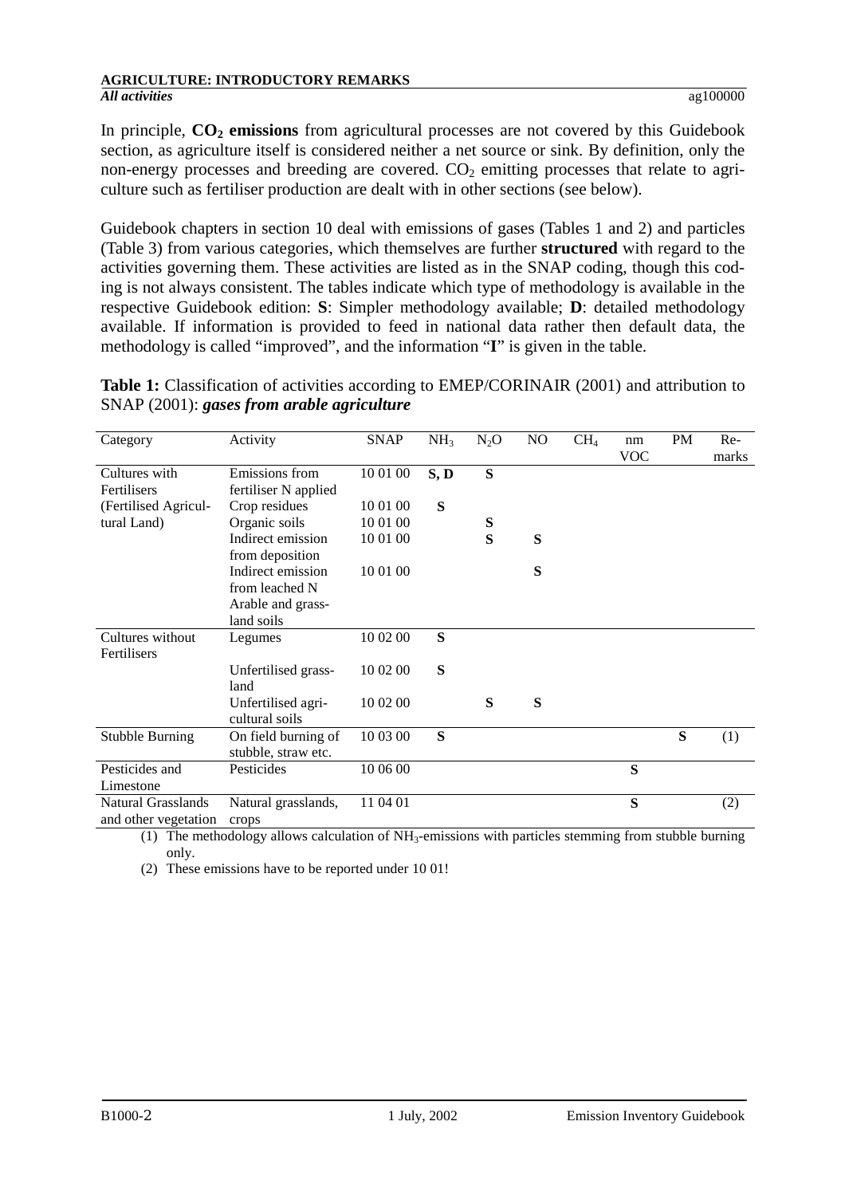In principle, **$CO_2$ emissions** from agricultural processes are not covered by this Guidebook section, as agriculture itself is considered neither a net source or sink. By definition, only the non-energy processes and breeding are covered. $CO_2$ emitting processes that relate to agriculture such as fertiliser production are dealt with in other sections (see below).

Guidebook chapters in section 10 deal with emissions of gases (Tables 1 and 2) and particles (Table 3) from various categories, which themselves are further **structured** with regard to the activities governing them. These activities are listed as in the SNAP coding, though this coding is not always consistent. The tables indicate which type of methodology is available in the respective Guidebook edition: **S**: Simpler methodology available; **D**: detailed methodology available. If information is provided to feed in national data rather then default data, the methodology is called "improved", and the information "**I**" is given in the table.

**Table 1:** Classification of activities according to EMEP/CORINAIR (2001) and attribution to SNAP (2001): ***gases from arable agriculture***

| Category | Activity | SNAP | $NH_3$ | $N_2O$ | NO | $CH_4$ | nm VOC | PM | Remarks |
|---|---|---|---|---|---|---|---|---|---|
| Cultures with Fertilisers (Fertilised Agricultural Land) | Emissions from fertiliser N applied | 10 01 00 | **S, D** | **S** | | | | | |
| | Crop residues | 10 01 00 | **S** | | | | | | |
| | Organic soils | 10 01 00 | | **S** | | | | | |
| | Indirect emission from deposition | 10 01 00 | | **S** | **S** | | | | |
| | Indirect emission from leached N Arable and grassland soils | 10 01 00 | | | **S** | | | | |
| Cultures without Fertilisers | Legumes | 10 02 00 | **S** | | | | | | |
| | Unfertilised grassland | 10 02 00 | **S** | | | | | | |
| | Unfertilised agricultural soils | 10 02 00 | | **S** | **S** | | | | |
| Stubble Burning | On field burning of stubble, straw etc. | 10 03 00 | **S** | | | | | **S** | (1) |
| Pesticides and Limestone | Pesticides | 10 06 00 | | | | | **S** | | |
| Natural Grasslands and other vegetation | Natural grasslands, crops | 11 04 01 | | | | | **S** | | (2) |

(1) The methodology allows calculation of $NH_3$-emissions with particles stemming from stubble burning only.

(2) These emissions have to be reported under 10 01!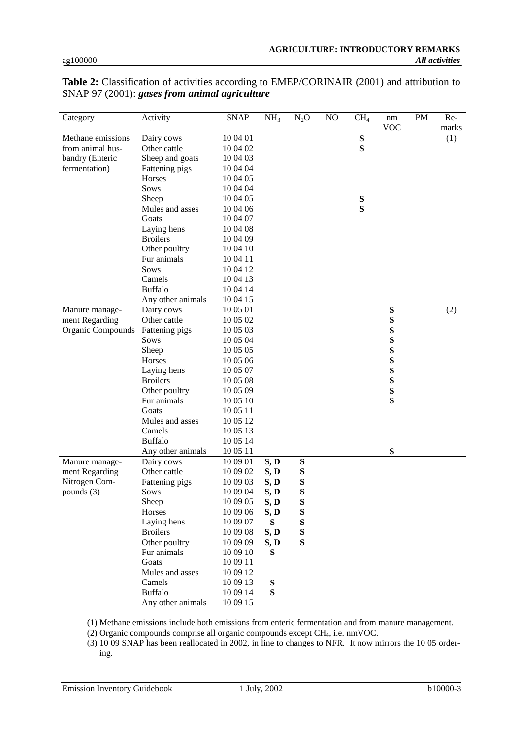**Table 2:** Classification of activities according to EMEP/CORINAIR (2001) and attribution to SNAP 97 (2001): ***gases from animal agriculture***

| Category | Activity | SNAP | $NH_3$ | $N_2O$ | NO | $CH_4$ | nm VOC | PM | Re-marks |
|---|---|---|---|---|---|---|---|---|---|
| Methane emissions from animal husbandry (Enteric fermentation) | Dairy cows | 10 04 01 | | | | **S** | | | (1) |
| | Other cattle | 10 04 02 | | | | **S** | | | |
| | Sheep and goats | 10 04 03 | | | | | | | |
| | Fattening pigs | 10 04 04 | | | | | | | |
| | Horses | 10 04 05 | | | | | | | |
| | Sows | 10 04 04 | | | | | | | |
| | Sheep | 10 04 05 | | | | **S** | | | |
| | Mules and asses | 10 04 06 | | | | **S** | | | |
| | Goats | 10 04 07 | | | | | | | |
| | Laying hens | 10 04 08 | | | | | | | |
| | Broilers | 10 04 09 | | | | | | | |
| | Other poultry | 10 04 10 | | | | | | | |
| | Fur animals | 10 04 11 | | | | | | | |
| | Sows | 10 04 12 | | | | | | | |
| | Camels | 10 04 13 | | | | | | | |
| | Buffalo | 10 04 14 | | | | | | | |
| | Any other animals | 10 04 15 | | | | | | | |
| Manure management Regarding Organic Compounds | Dairy cows | 10 05 01 | | | | | **S** | | (2) |
| | Other cattle | 10 05 02 | | | | | **S** | | |
| | Fattening pigs | 10 05 03 | | | | | **S** | | |
| | Sows | 10 05 04 | | | | | **S** | | |
| | Sheep | 10 05 05 | | | | | **S** | | |
| | Horses | 10 05 06 | | | | | **S** | | |
| | Laying hens | 10 05 07 | | | | | **S** | | |
| | Broilers | 10 05 08 | | | | | **S** | | |
| | Other poultry | 10 05 09 | | | | | **S** | | |
| | Fur animals | 10 05 10 | | | | | **S** | | |
| | Goats | 10 05 11 | | | | | | | |
| | Mules and asses | 10 05 12 | | | | | | | |
| | Camels | 10 05 13 | | | | | | | |
| | Buffalo | 10 05 14 | | | | | | | |
| | Any other animals | 10 05 11 | | | | | **S** | | |
| Manure management Regarding Nitrogen Compounds (3) | Dairy cows | 10 09 01 | **S, D** | **S** | | | | | |
| | Other cattle | 10 09 02 | **S, D** | **S** | | | | | |
| | Fattening pigs | 10 09 03 | **S, D** | **S** | | | | | |
| | Sows | 10 09 04 | **S, D** | **S** | | | | | |
| | Sheep | 10 09 05 | **S, D** | **S** | | | | | |
| | Horses | 10 09 06 | **S, D** | **S** | | | | | |
| | Laying hens | 10 09 07 | **S** | **S** | | | | | |
| | Broilers | 10 09 08 | **S, D** | **S** | | | | | |
| | Other poultry | 10 09 09 | **S, D** | **S** | | | | | |
| | Fur animals | 10 09 10 | **S** | | | | | | |
| | Goats | 10 09 11 | | | | | | | |
| | Mules and asses | 10 09 12 | | | | | | | |
| | Camels | 10 09 13 | **S** | | | | | | |
| | Buffalo | 10 09 14 | **S** | | | | | | |
| | Any other animals | 10 09 15 | | | | | | | |

(1) Methane emissions include both emissions from enteric fermentation and from manure management.

(2) Organic compounds comprise all organic compounds except $CH_4$, i.e. nmVOC.

(3) 10 09 SNAP has been reallocated in 2002, in line to changes to NFR. It now mirrors the 10 05 ordering.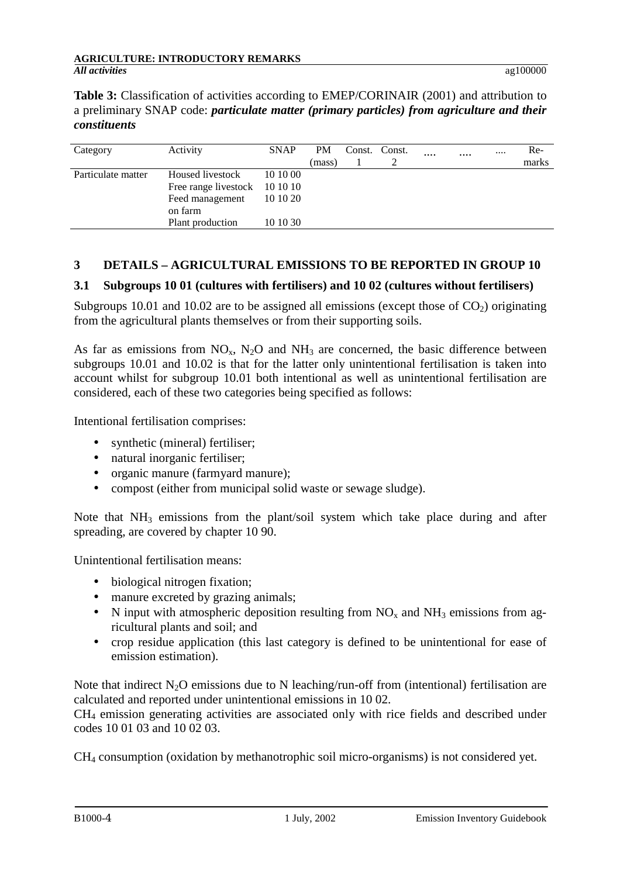**Table 3:** Classification of activities according to EMEP/CORINAIR (2001) and attribution to a preliminary SNAP code: ***particulate matter (primary particles) from agriculture and their constituents***

| Category | Activity | SNAP | PM (mass) | Const. 1 | Const. 2 | .... | .... | .... | Re-marks |
|---|---|---|---|---|---|---|---|---|---|
| Particulate matter | Housed livestock | 10 10 00 | | | | | | | |
| | Free range livestock | 10 10 10 | | | | | | | |
| | Feed management on farm | 10 10 20 | | | | | | | |
| | Plant production | 10 10 30 | | | | | | | |

## 3 DETAILS – AGRICULTURAL EMISSIONS TO BE REPORTED IN GROUP 10

### 3.1 Subgroups 10 01 (cultures with fertilisers) and 10 02 (cultures without fertilisers)

Subgroups 10.01 and 10.02 are to be assigned all emissions (except those of $CO_2$) originating from the agricultural plants themselves or from their supporting soils.

As far as emissions from $NO_x$, $N_2O$ and $NH_3$ are concerned, the basic difference between subgroups 10.01 and 10.02 is that for the latter only unintentional fertilisation is taken into account whilst for subgroup 10.01 both intentional as well as unintentional fertilisation are considered, each of these two categories being specified as follows:

Intentional fertilisation comprises:

- synthetic (mineral) fertiliser;
- natural inorganic fertiliser;
- organic manure (farmyard manure);
- compost (either from municipal solid waste or sewage sludge).

Note that $NH_3$ emissions from the plant/soil system which take place during and after spreading, are covered by chapter 10 90.

Unintentional fertilisation means:

- biological nitrogen fixation;
- manure excreted by grazing animals;
- N input with atmospheric deposition resulting from $NO_x$ and $NH_3$ emissions from agricultural plants and soil; and
- crop residue application (this last category is defined to be unintentional for ease of emission estimation).

Note that indirect $N_2O$ emissions due to N leaching/run-off from (intentional) fertilisation are calculated and reported under unintentional emissions in 10 02.
$CH_4$ emission generating activities are associated only with rice fields and described under codes 10 01 03 and 10 02 03.

$CH_4$ consumption (oxidation by methanotrophic soil micro-organisms) is not considered yet.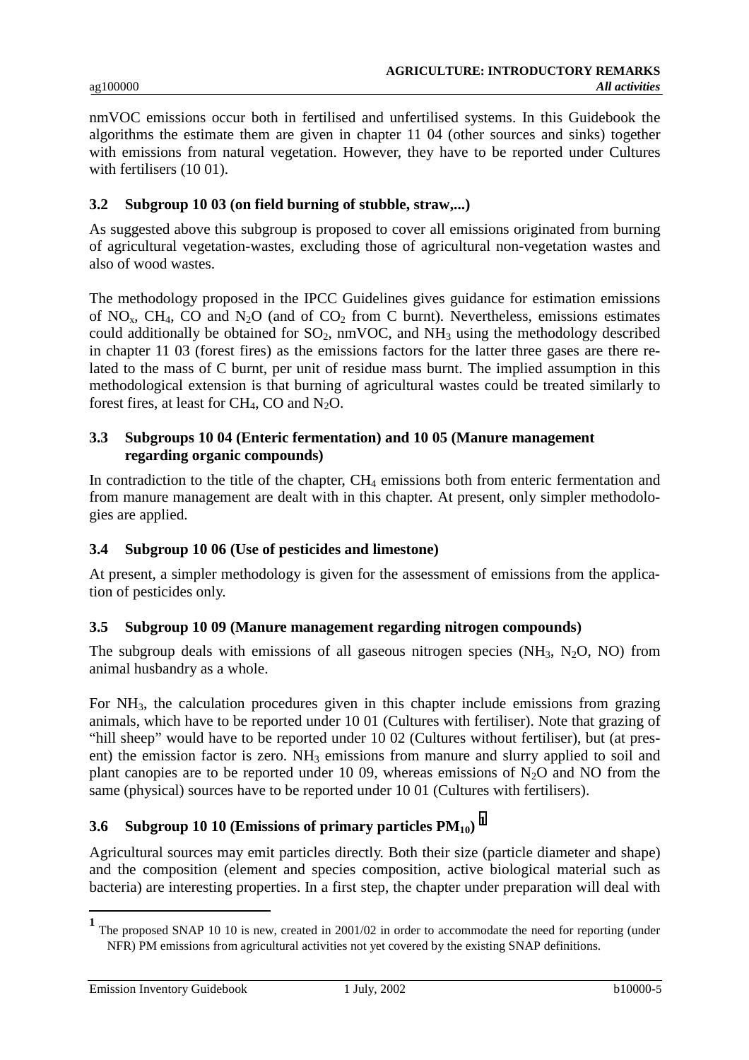nmVOC emissions occur both in fertilised and unfertilised systems. In this Guidebook the algorithms the estimate them are given in chapter 11 04 (other sources and sinks) together with emissions from natural vegetation. However, they have to be reported under Cultures with fertilisers (10 01).

### 3.2 Subgroup 10 03 (on field burning of stubble, straw,...)

As suggested above this subgroup is proposed to cover all emissions originated from burning of agricultural vegetation-wastes, excluding those of agricultural non-vegetation wastes and also of wood wastes.

The methodology proposed in the IPCC Guidelines gives guidance for estimation emissions of $NO_x$, $CH_4$, CO and $N_2O$ (and of $CO_2$ from C burnt). Nevertheless, emissions estimates could additionally be obtained for $SO_2$, nmVOC, and $NH_3$ using the methodology described in chapter 11 03 (forest fires) as the emissions factors for the latter three gases are there related to the mass of C burnt, per unit of residue mass burnt. The implied assumption in this methodological extension is that burning of agricultural wastes could be treated similarly to forest fires, at least for $CH_4$, CO and $N_2O$.

### 3.3 Subgroups 10 04 (Enteric fermentation) and 10 05 (Manure management regarding organic compounds)

In contradiction to the title of the chapter, $CH_4$ emissions both from enteric fermentation and from manure management are dealt with in this chapter. At present, only simpler methodologies are applied.

### 3.4 Subgroup 10 06 (Use of pesticides and limestone)

At present, a simpler methodology is given for the assessment of emissions from the application of pesticides only.

### 3.5 Subgroup 10 09 (Manure management regarding nitrogen compounds)

The subgroup deals with emissions of all gaseous nitrogen species ($NH_3$, $N_2O$, NO) from animal husbandry as a whole.

For $NH_3$, the calculation procedures given in this chapter include emissions from grazing animals, which have to be reported under 10 01 (Cultures with fertiliser). Note that grazing of "hill sheep" would have to be reported under 10 02 (Cultures without fertiliser), but (at present) the emission factor is zero. $NH_3$ emissions from manure and slurry applied to soil and plant canopies are to be reported under 10 09, whereas emissions of $N_2O$ and NO from the same (physical) sources have to be reported under 10 01 (Cultures with fertilisers).

### 3.6 Subgroup 10 10 (Emissions of primary particles $PM_{10}$) [1]

Agricultural sources may emit particles directly. Both their size (particle diameter and shape) and the composition (element and species composition, active biological material such as bacteria) are interesting properties. In a first step, the chapter under preparation will deal with

---

[1] The proposed SNAP 10 10 is new, created in 2001/02 in order to accommodate the need for reporting (under NFR) PM emissions from agricultural activities not yet covered by the existing SNAP definitions.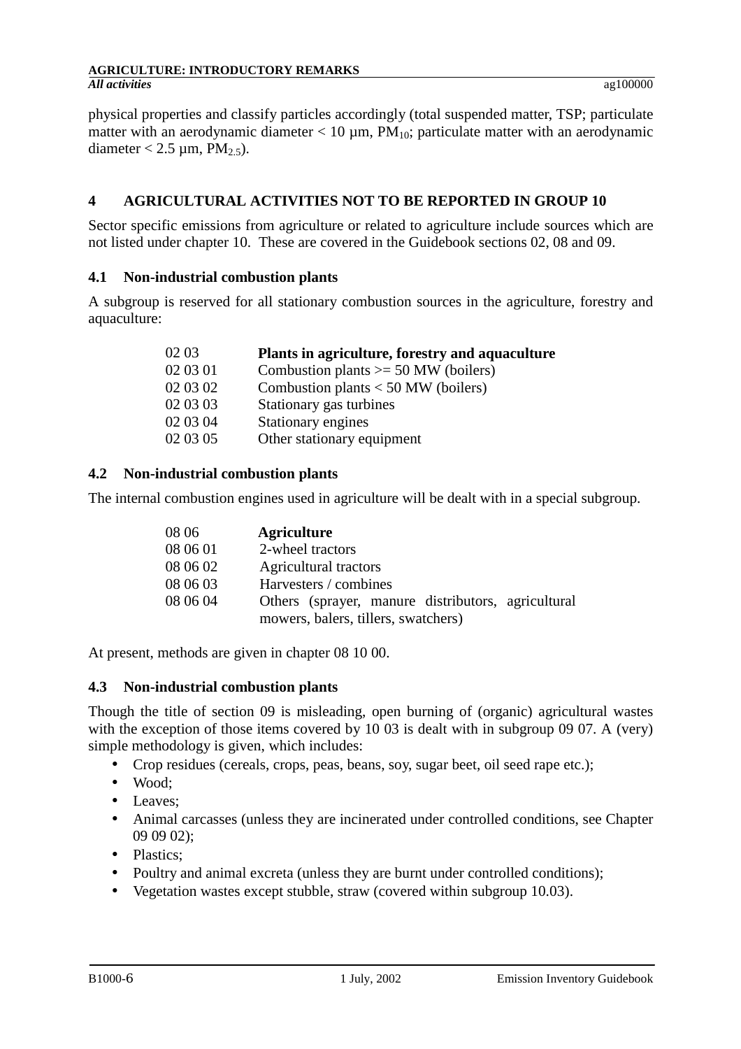physical properties and classify particles accordingly (total suspended matter, TSP; particulate matter with an aerodynamic diameter < 10 µm, $PM_{10}$; particulate matter with an aerodynamic diameter < 2.5 µm, $PM_{2.5}$).

## 4 AGRICULTURAL ACTIVITIES NOT TO BE REPORTED IN GROUP 10

Sector specific emissions from agriculture or related to agriculture include sources which are not listed under chapter 10. These are covered in the Guidebook sections 02, 08 and 09.

### 4.1 Non-industrial combustion plants

A subgroup is reserved for all stationary combustion sources in the agriculture, forestry and aquaculture:

| | |
|---|---|
| 02 03 | **Plants in agriculture, forestry and aquaculture** |
| 02 03 01 | Combustion plants >= 50 MW (boilers) |
| 02 03 02 | Combustion plants < 50 MW (boilers) |
| 02 03 03 | Stationary gas turbines |
| 02 03 04 | Stationary engines |
| 02 03 05 | Other stationary equipment |

### 4.2 Non-industrial combustion plants

The internal combustion engines used in agriculture will be dealt with in a special subgroup.

| | |
|---|---|
| 08 06 | **Agriculture** |
| 08 06 01 | 2-wheel tractors |
| 08 06 02 | Agricultural tractors |
| 08 06 03 | Harvesters / combines |
| 08 06 04 | Others (sprayer, manure distributors, agricultural mowers, balers, tillers, swatchers) |

At present, methods are given in chapter 08 10 00.

### 4.3 Non-industrial combustion plants

Though the title of section 09 is misleading, open burning of (organic) agricultural wastes with the exception of those items covered by 10 03 is dealt with in subgroup 09 07. A (very) simple methodology is given, which includes:

- Crop residues (cereals, crops, peas, beans, soy, sugar beet, oil seed rape etc.);
- Wood;
- Leaves;
- Animal carcasses (unless they are incinerated under controlled conditions, see Chapter 09 09 02);
- Plastics;
- Poultry and animal excreta (unless they are burnt under controlled conditions);
- Vegetation wastes except stubble, straw (covered within subgroup 10.03).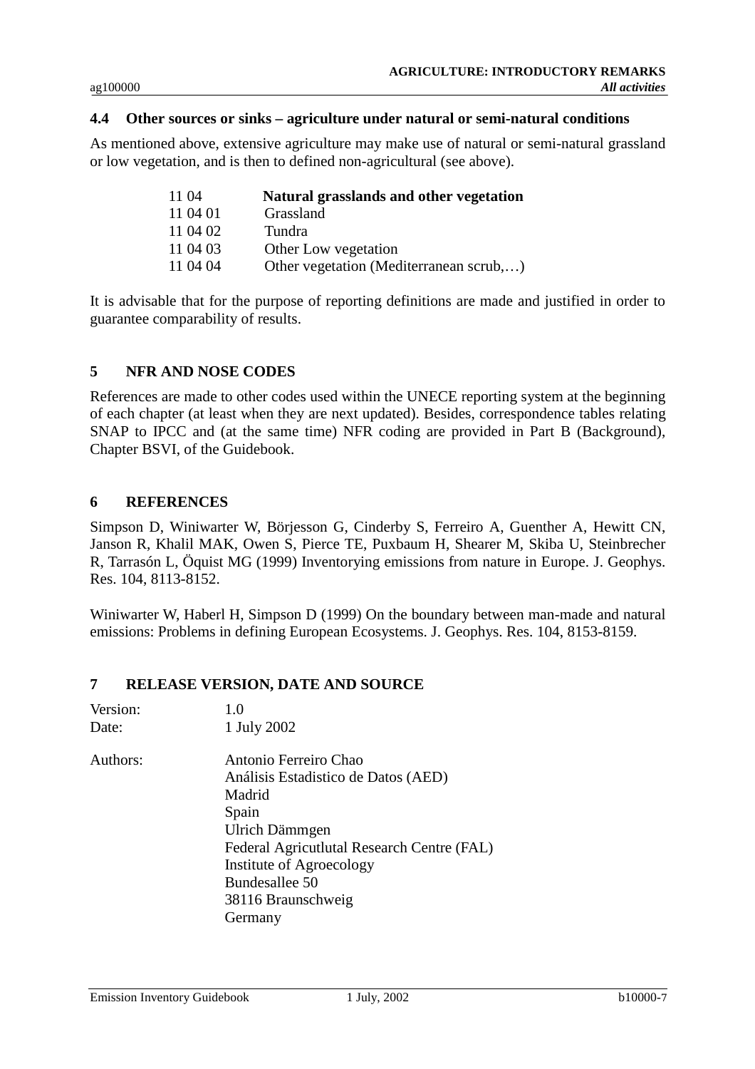### 4.4 Other sources or sinks – agriculture under natural or semi-natural conditions

As mentioned above, extensive agriculture may make use of natural or semi-natural grassland or low vegetation, and is then to defined non-agricultural (see above).

| | |
|---|---|
| 11 04 | **Natural grasslands and other vegetation** |
| 11 04 01 | Grassland |
| 11 04 02 | Tundra |
| 11 04 03 | Other Low vegetation |
| 11 04 04 | Other vegetation (Mediterranean scrub,…) |

It is advisable that for the purpose of reporting definitions are made and justified in order to guarantee comparability of results.

## 5 NFR AND NOSE CODES

References are made to other codes used within the UNECE reporting system at the beginning of each chapter (at least when they are next updated). Besides, correspondence tables relating SNAP to IPCC and (at the same time) NFR coding are provided in Part B (Background), Chapter BSVI, of the Guidebook.

## 6 REFERENCES

Simpson D, Winiwarter W, Börjesson G, Cinderby S, Ferreiro A, Guenther A, Hewitt CN, Janson R, Khalil MAK, Owen S, Pierce TE, Puxbaum H, Shearer M, Skiba U, Steinbrecher R, Tarrasón L, Öquist MG (1999) Inventorying emissions from nature in Europe. J. Geophys. Res. 104, 8113-8152.

Winiwarter W, Haberl H, Simpson D (1999) On the boundary between man-made and natural emissions: Problems in defining European Ecosystems. J. Geophys. Res. 104, 8153-8159.

## 7 RELEASE VERSION, DATE AND SOURCE

Version: 1.0

Date: 1 July 2002

Authors: Antonio Ferreiro Chao
Análisis Estadistico de Datos (AED)
Madrid
Spain
Ulrich Dämmgen
Federal Agricutlutal Research Centre (FAL)
Institute of Agroecology
Bundesallee 50
38116 Braunschweig
Germany